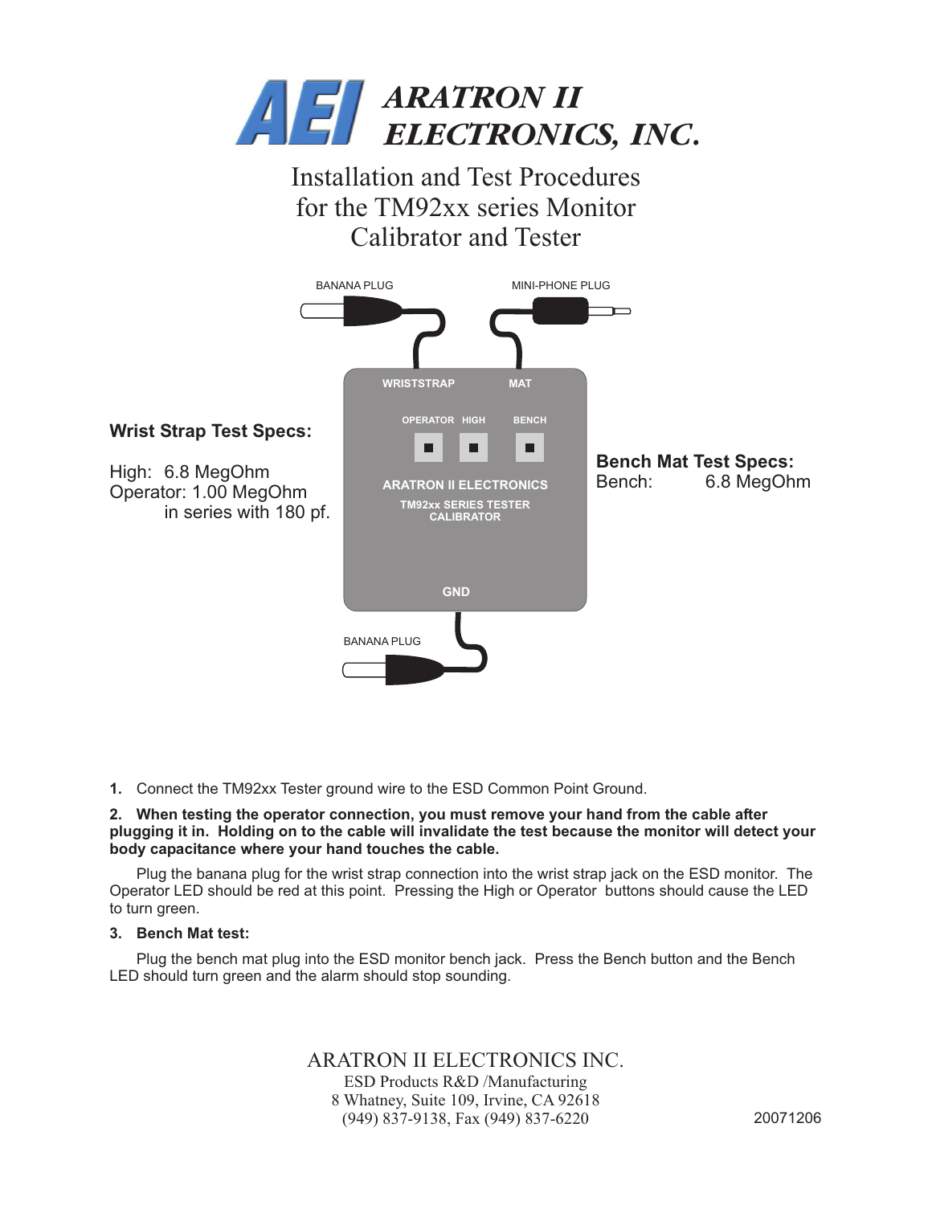# ARATRON II ELECTRONICS, INC.

## Installation and Test Procedures for the TM92xx series Monitor Calibrator and Tester

BANANA PLUG

MINI-PHONE PLUG

WRISTSTRAP

MAT

OPERATOR HIGH

BENCH

ARATRON II ELECTRONICS

TM92xx SERIES TESTER CALIBRATOR

GND

BANANA PLUG

**Wrist Strap Test Specs:**

High: 6.8 MegOhm
Operator: 1.00 MegOhm
in series with 180 pf.

**Bench Mat Test Specs:**
Bench: 6.8 MegOhm

**1.** Connect the TM92xx Tester ground wire to the ESD Common Point Ground.

**2. When testing the operator connection, you must remove your hand from the cable after plugging it in. Holding on to the cable will invalidate the test because the monitor will detect your body capacitance where your hand touches the cable.**

Plug the banana plug for the wrist strap connection into the wrist strap jack on the ESD monitor. The Operator LED should be red at this point. Pressing the High or Operator buttons should cause the LED to turn green.

**3. Bench Mat test:**

Plug the bench mat plug into the ESD monitor bench jack. Press the Bench button and the Bench LED should turn green and the alarm should stop sounding.

ARATRON II ELECTRONICS INC.
ESD Products R&D /Manufacturing
8 Whatney, Suite 109, Irvine, CA 92618
(949) 837-9138, Fax (949) 837-6220

20071206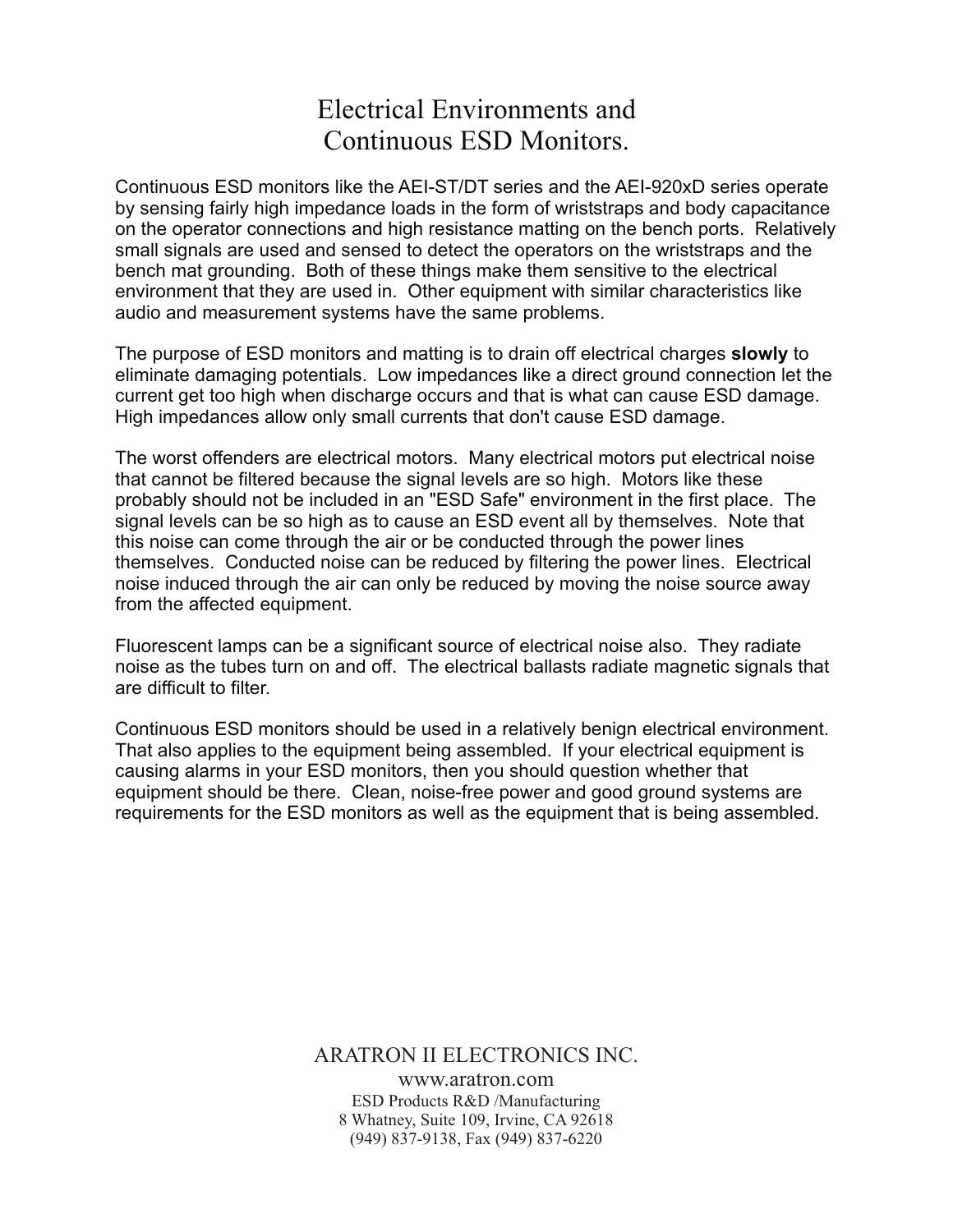# Electrical Environments and Continuous ESD Monitors.

Continuous ESD monitors like the AEI-ST/DT series and the AEI-920xD series operate by sensing fairly high impedance loads in the form of wriststraps and body capacitance on the operator connections and high resistance matting on the bench ports. Relatively small signals are used and sensed to detect the operators on the wriststraps and the bench mat grounding. Both of these things make them sensitive to the electrical environment that they are used in. Other equipment with similar characteristics like audio and measurement systems have the same problems.

The purpose of ESD monitors and matting is to drain off electrical charges **slowly** to eliminate damaging potentials. Low impedances like a direct ground connection let the current get too high when discharge occurs and that is what can cause ESD damage. High impedances allow only small currents that don't cause ESD damage.

The worst offenders are electrical motors. Many electrical motors put electrical noise that cannot be filtered because the signal levels are so high. Motors like these probably should not be included in an "ESD Safe" environment in the first place. The signal levels can be so high as to cause an ESD event all by themselves. Note that this noise can come through the air or be conducted through the power lines themselves. Conducted noise can be reduced by filtering the power lines. Electrical noise induced through the air can only be reduced by moving the noise source away from the affected equipment.

Fluorescent lamps can be a significant source of electrical noise also. They radiate noise as the tubes turn on and off. The electrical ballasts radiate magnetic signals that are difficult to filter.

Continuous ESD monitors should be used in a relatively benign electrical environment. That also applies to the equipment being assembled. If your electrical equipment is causing alarms in your ESD monitors, then you should question whether that equipment should be there. Clean, noise-free power and good ground systems are requirements for the ESD monitors as well as the equipment that is being assembled.

ARATRON II ELECTRONICS INC.
www.aratron.com
ESD Products R&D /Manufacturing
8 Whatney, Suite 109, Irvine, CA 92618
(949) 837-9138, Fax (949) 837-6220